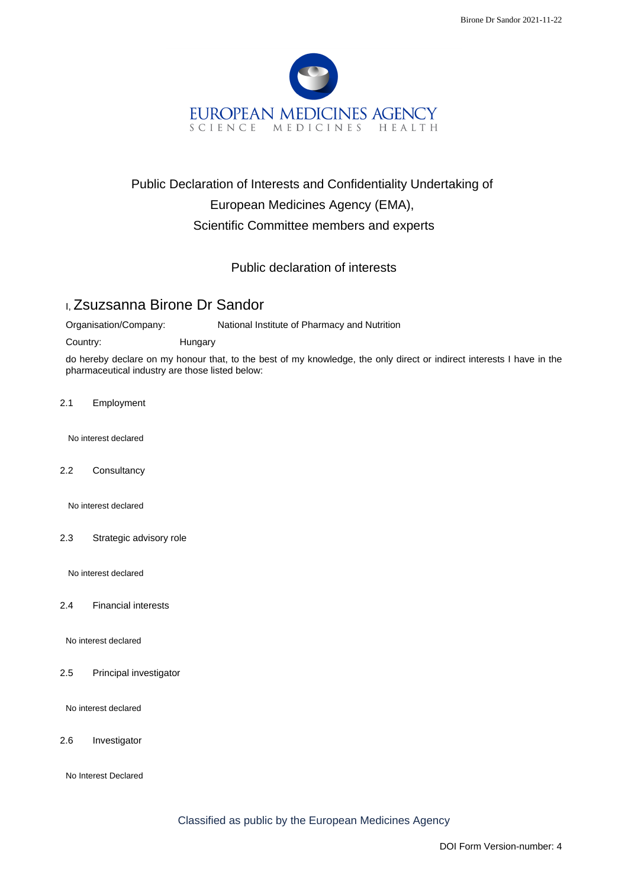EUROPEAN MEDICINES AGENCY
SCIENCE MEDICINES HEALTH

# Public Declaration of Interests and Confidentiality Undertaking of European Medicines Agency (EMA), Scientific Committee members and experts

## Public declaration of interests

I, Zsuzsanna Birone Dr Sandor

Organisation/Company: National Institute of Pharmacy and Nutrition

Country: Hungary

do hereby declare on my honour that, to the best of my knowledge, the only direct or indirect interests I have in the pharmaceutical industry are those listed below:

2.1 Employment

No interest declared

2.2 Consultancy

No interest declared

2.3 Strategic advisory role

No interest declared

2.4 Financial interests

No interest declared

2.5 Principal investigator

No interest declared

2.6 Investigator

No Interest Declared

Classified as public by the European Medicines Agency

DOI Form Version-number: 4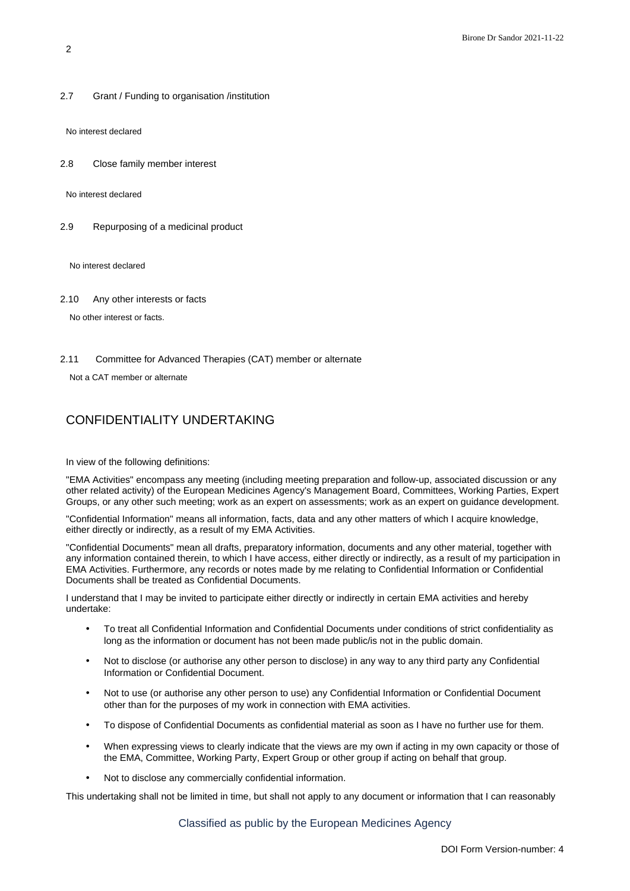2.7 Grant / Funding to organisation /institution

No interest declared

2.8 Close family member interest

No interest declared

2.9 Repurposing of a medicinal product

No interest declared

2.10 Any other interests or facts

No other interest or facts.

2.11 Committee for Advanced Therapies (CAT) member or alternate

Not a CAT member or alternate

## CONFIDENTIALITY UNDERTAKING

In view of the following definitions:

"EMA Activities" encompass any meeting (including meeting preparation and follow-up, associated discussion or any other related activity) of the European Medicines Agency's Management Board, Committees, Working Parties, Expert Groups, or any other such meeting; work as an expert on assessments; work as an expert on guidance development.

"Confidential Information" means all information, facts, data and any other matters of which I acquire knowledge, either directly or indirectly, as a result of my EMA Activities.

"Confidential Documents" mean all drafts, preparatory information, documents and any other material, together with any information contained therein, to which I have access, either directly or indirectly, as a result of my participation in EMA Activities. Furthermore, any records or notes made by me relating to Confidential Information or Confidential Documents shall be treated as Confidential Documents.

I understand that I may be invited to participate either directly or indirectly in certain EMA activities and hereby undertake:

- To treat all Confidential Information and Confidential Documents under conditions of strict confidentiality as long as the information or document has not been made public/is not in the public domain.
- Not to disclose (or authorise any other person to disclose) in any way to any third party any Confidential Information or Confidential Document.
- Not to use (or authorise any other person to use) any Confidential Information or Confidential Document other than for the purposes of my work in connection with EMA activities.
- To dispose of Confidential Documents as confidential material as soon as I have no further use for them.
- When expressing views to clearly indicate that the views are my own if acting in my own capacity or those of the EMA, Committee, Working Party, Expert Group or other group if acting on behalf that group.
- Not to disclose any commercially confidential information.

This undertaking shall not be limited in time, but shall not apply to any document or information that I can reasonably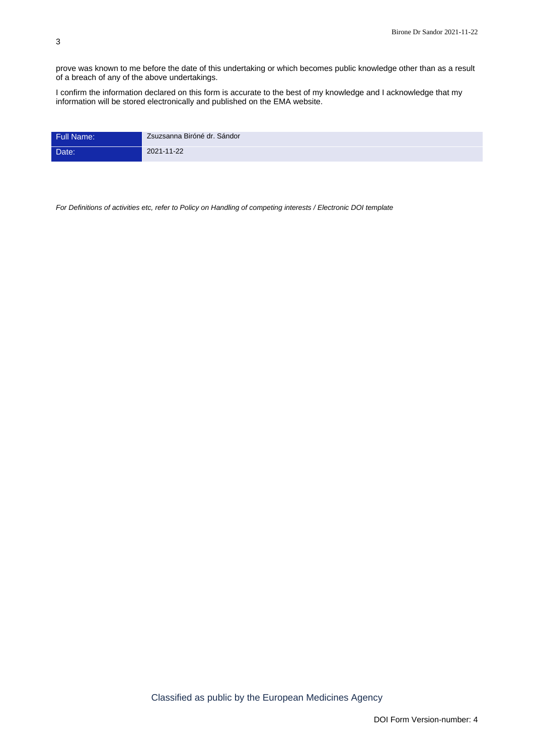prove was known to me before the date of this undertaking or which becomes public knowledge other than as a result of a breach of any of the above undertakings.

I confirm the information declared on this form is accurate to the best of my knowledge and I acknowledge that my information will be stored electronically and published on the EMA website.

| | |
|---|---|
| Full Name: | Zsuzsanna Biróné dr. Sándor |
| Date: | 2021-11-22 |

*For Definitions of activities etc, refer to Policy on Handling of competing interests / Electronic DOI template*

Classified as public by the European Medicines Agency

DOI Form Version-number: 4